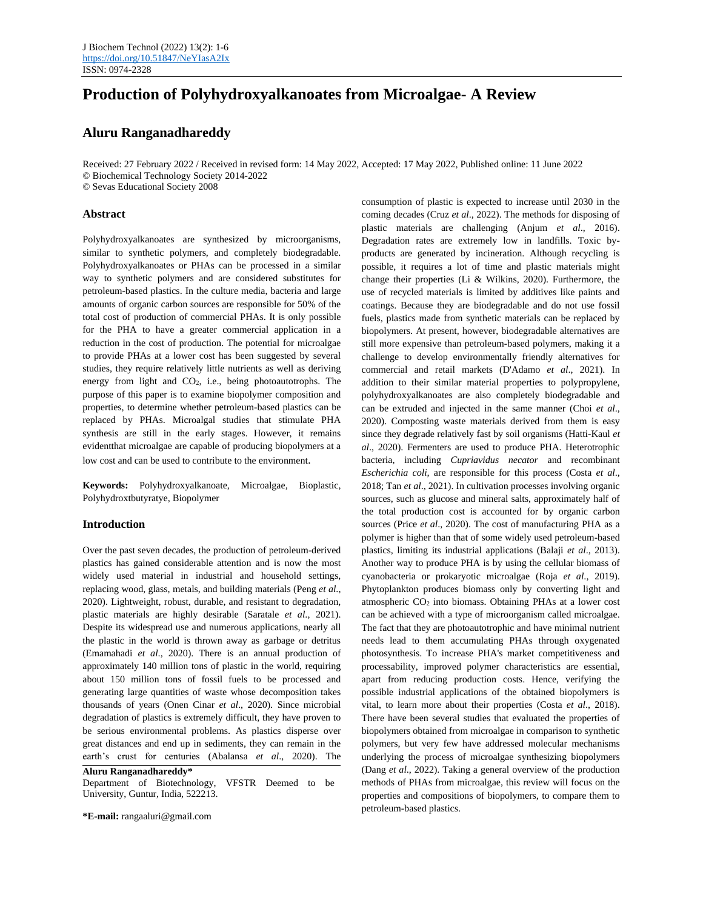J Biochem Technol (2022) 13(2): 1-6
https://doi.org/10.51847/NeYIasA2Ix
ISSN: 0974-2328

# Production of Polyhydroxyalkanoates from Microalgae- A Review

## Aluru Ranganadhareddy

Received: 27 February 2022 / Received in revised form: 14 May 2022, Accepted: 17 May 2022, Published online: 11 June 2022
© Biochemical Technology Society 2014-2022
© Sevas Educational Society 2008

## Abstract

Polyhydroxyalkanoates are synthesized by microorganisms, similar to synthetic polymers, and completely biodegradable. Polyhydroxyalkanoates or PHAs can be processed in a similar way to synthetic polymers and are considered substitutes for petroleum-based plastics. In the culture media, bacteria and large amounts of organic carbon sources are responsible for 50% of the total cost of production of commercial PHAs. It is only possible for the PHA to have a greater commercial application in a reduction in the cost of production. The potential for microalgae to provide PHAs at a lower cost has been suggested by several studies, they require relatively little nutrients as well as deriving energy from light and $CO_2$, i.e., being photoautotrophs. The purpose of this paper is to examine biopolymer composition and properties, to determine whether petroleum-based plastics can be replaced by PHAs. Microalgal studies that stimulate PHA synthesis are still in the early stages. However, it remains evidentthat microalgae are capable of producing biopolymers at a low cost and can be used to contribute to the environment.

**Keywords:** Polyhydroxyalkanoate, Microalgae, Bioplastic, Polyhydroxtbutyratye, Biopolymer

## Introduction

Over the past seven decades, the production of petroleum-derived plastics has gained considerable attention and is now the most widely used material in industrial and household settings, replacing wood, glass, metals, and building materials (Peng *et al.*, 2020). Lightweight, robust, durable, and resistant to degradation, plastic materials are highly desirable (Saratale *et al.*, 2021). Despite its widespread use and numerous applications, nearly all the plastic in the world is thrown away as garbage or detritus (Emamahadi *et al.*, 2020). There is an annual production of approximately 140 million tons of plastic in the world, requiring about 150 million tons of fossil fuels to be processed and generating large quantities of waste whose decomposition takes thousands of years (Onen Cinar *et al*., 2020). Since microbial degradation of plastics is extremely difficult, they have proven to be serious environmental problems. As plastics disperse over great distances and end up in sediments, they can remain in the earth's crust for centuries (Abalansa *et al*., 2020). The consumption of plastic is expected to increase until 2030 in the coming decades (Cruz *et al*., 2022). The methods for disposing of plastic materials are challenging (Anjum *et al*., 2016). Degradation rates are extremely low in landfills. Toxic by-products are generated by incineration. Although recycling is possible, it requires a lot of time and plastic materials might change their properties (Li & Wilkins, 2020). Furthermore, the use of recycled materials is limited by additives like paints and coatings. Because they are biodegradable and do not use fossil fuels, plastics made from synthetic materials can be replaced by biopolymers. At present, however, biodegradable alternatives are still more expensive than petroleum-based polymers, making it a challenge to develop environmentally friendly alternatives for commercial and retail markets (D'Adamo *et al*., 2021). In addition to their similar material properties to polypropylene, polyhydroxyalkanoates are also completely biodegradable and can be extruded and injected in the same manner (Choi *et al*., 2020). Composting waste materials derived from them is easy since they degrade relatively fast by soil organisms (Hatti-Kaul *et al*., 2020). Fermenters are used to produce PHA. Heterotrophic bacteria, including *Cupriavidus necator* and recombinant *Escherichia coli*, are responsible for this process (Costa *et al*., 2018; Tan *et al*., 2021). In cultivation processes involving organic sources, such as glucose and mineral salts, approximately half of the total production cost is accounted for by organic carbon sources (Price *et al*., 2020). The cost of manufacturing PHA as a polymer is higher than that of some widely used petroleum-based plastics, limiting its industrial applications (Balaji *et al*., 2013). Another way to produce PHA is by using the cellular biomass of cyanobacteria or prokaryotic microalgae (Roja *et al*., 2019). Phytoplankton produces biomass only by converting light and atmospheric $CO_2$ into biomass. Obtaining PHAs at a lower cost can be achieved with a type of microorganism called microalgae. The fact that they are photoautotrophic and have minimal nutrient needs lead to them accumulating PHAs through oxygenated photosynthesis. To increase PHA's market competitiveness and processability, improved polymer characteristics are essential, apart from reducing production costs. Hence, verifying the possible industrial applications of the obtained biopolymers is vital, to learn more about their properties (Costa *et al*., 2018). There have been several studies that evaluated the properties of biopolymers obtained from microalgae in comparison to synthetic polymers, but very few have addressed molecular mechanisms underlying the process of microalgae synthesizing biopolymers (Dang *et al*., 2022). Taking a general overview of the production methods of PHAs from microalgae, this review will focus on the properties and compositions of biopolymers, to compare them to petroleum-based plastics.

**Aluru Ranganadhareddy***

Department of Biotechnology, VFSTR Deemed to be University, Guntur, India, 522213.

***E-mail:** rangaaluri@gmail.com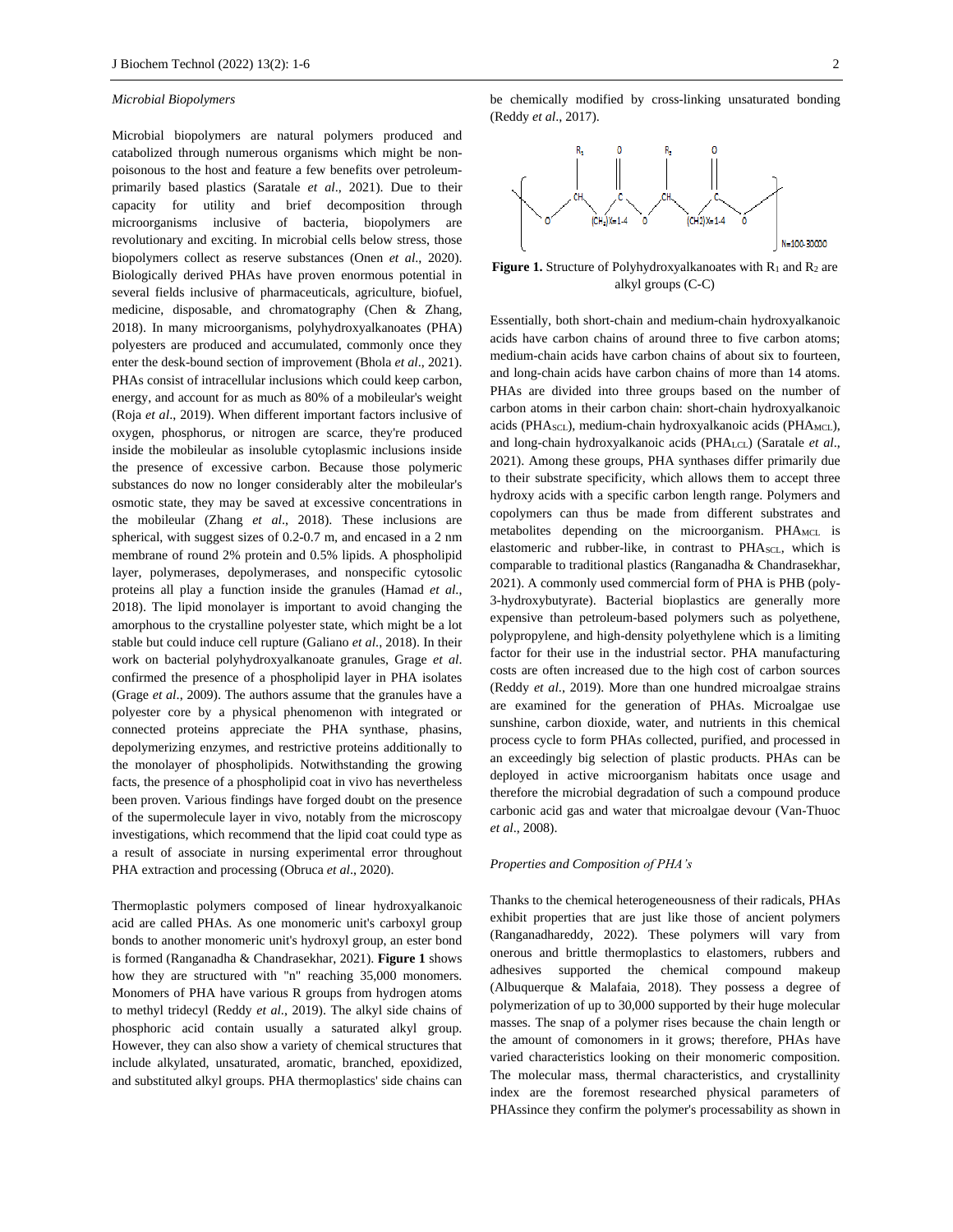*Microbial Biopolymers*

Microbial biopolymers are natural polymers produced and catabolized through numerous organisms which might be non-poisonous to the host and feature a few benefits over petroleum-primarily based plastics (Saratale *et al*., 2021). Due to their capacity for utility and brief decomposition through microorganisms inclusive of bacteria, biopolymers are revolutionary and exciting. In microbial cells below stress, those biopolymers collect as reserve substances (Onen *et al*., 2020). Biologically derived PHAs have proven enormous potential in several fields inclusive of pharmaceuticals, agriculture, biofuel, medicine, disposable, and chromatography (Chen & Zhang, 2018). In many microorganisms, polyhydroxyalkanoates (PHA) polyesters are produced and accumulated, commonly once they enter the desk-bound section of improvement (Bhola *et al*., 2021). PHAs consist of intracellular inclusions which could keep carbon, energy, and account for as much as 80% of a mobileular's weight (Roja *et al*., 2019). When different important factors inclusive of oxygen, phosphorus, or nitrogen are scarce, they're produced inside the mobileular as insoluble cytoplasmic inclusions inside the presence of excessive carbon. Because those polymeric substances do now no longer considerably alter the mobileular's osmotic state, they may be saved at excessive concentrations in the mobileular (Zhang *et al*., 2018). These inclusions are spherical, with suggest sizes of 0.2-0.7 m, and encased in a 2 nm membrane of round 2% protein and 0.5% lipids. A phospholipid layer, polymerases, depolymerases, and nonspecific cytosolic proteins all play a function inside the granules (Hamad *et al*., 2018). The lipid monolayer is important to avoid changing the amorphous to the crystalline polyester state, which might be a lot stable but could induce cell rupture (Galiano *et al*., 2018). In their work on bacterial polyhydroxyalkanoate granules, Grage *et al*. confirmed the presence of a phospholipid layer in PHA isolates (Grage *et al*., 2009). The authors assume that the granules have a polyester core by a physical phenomenon with integrated or connected proteins appreciate the PHA synthase, phasins, depolymerizing enzymes, and restrictive proteins additionally to the monolayer of phospholipids. Notwithstanding the growing facts, the presence of a phospholipid coat in vivo has nevertheless been proven. Various findings have forged doubt on the presence of the supermolecule layer in vivo, notably from the microscopy investigations, which recommend that the lipid coat could type as a result of associate in nursing experimental error throughout PHA extraction and processing (Obruca *et al*., 2020).

Thermoplastic polymers composed of linear hydroxyalkanoic acid are called PHAs. As one monomeric unit's carboxyl group bonds to another monomeric unit's hydroxyl group, an ester bond is formed (Ranganadha & Chandrasekhar, 2021). **Figure 1** shows how they are structured with "n" reaching 35,000 monomers. Monomers of PHA have various R groups from hydrogen atoms to methyl tridecyl (Reddy *et al*., 2019). The alkyl side chains of phosphoric acid contain usually a saturated alkyl group. However, they can also show a variety of chemical structures that include alkylated, unsaturated, aromatic, branched, epoxidized, and substituted alkyl groups. PHA thermoplastics' side chains can be chemically modified by cross-linking unsaturated bonding (Reddy *et al*., 2017).

**Figure 1.** Structure of Polyhydroxyalkanoates with $R_1$ and $R_2$ are alkyl groups (C-C)

Essentially, both short-chain and medium-chain hydroxyalkanoic acids have carbon chains of around three to five carbon atoms; medium-chain acids have carbon chains of about six to fourteen, and long-chain acids have carbon chains of more than 14 atoms. PHAs are divided into three groups based on the number of carbon atoms in their carbon chain: short-chain hydroxyalkanoic acids ($PHA_{SCL}$), medium-chain hydroxyalkanoic acids ($PHA_{MCL}$), and long-chain hydroxyalkanoic acids ($PHA_{LCL}$) (Saratale *et al*., 2021). Among these groups, PHA synthases differ primarily due to their substrate specificity, which allows them to accept three hydroxy acids with a specific carbon length range. Polymers and copolymers can thus be made from different substrates and metabolites depending on the microorganism. $PHA_{MCL}$ is elastomeric and rubber-like, in contrast to $PHA_{SCL}$, which is comparable to traditional plastics (Ranganadha & Chandrasekhar, 2021). A commonly used commercial form of PHA is PHB (poly-3-hydroxybutyrate). Bacterial bioplastics are generally more expensive than petroleum-based polymers such as polyethene, polypropylene, and high-density polyethylene which is a limiting factor for their use in the industrial sector. PHA manufacturing costs are often increased due to the high cost of carbon sources (Reddy *et al*., 2019). More than one hundred microalgae strains are examined for the generation of PHAs. Microalgae use sunshine, carbon dioxide, water, and nutrients in this chemical process cycle to form PHAs collected, purified, and processed in an exceedingly big selection of plastic products. PHAs can be deployed in active microorganism habitats once usage and therefore the microbial degradation of such a compound produce carbonic acid gas and water that microalgae devour (Van-Thuoc *et al*., 2008).

*Properties and Composition of PHA's*

Thanks to the chemical heterogeneousness of their radicals, PHAs exhibit properties that are just like those of ancient polymers (Ranganadhareddy, 2022). These polymers will vary from onerous and brittle thermoplastics to elastomers, rubbers and adhesives supported the chemical compound makeup (Albuquerque & Malafaia, 2018). They possess a degree of polymerization of up to 30,000 supported by their huge molecular masses. The snap of a polymer rises because the chain length or the amount of comonomers in it grows; therefore, PHAs have varied characteristics looking on their monomeric composition. The molecular mass, thermal characteristics, and crystallinity index are the foremost researched physical parameters of PHAssince they confirm the polymer's processability as shown in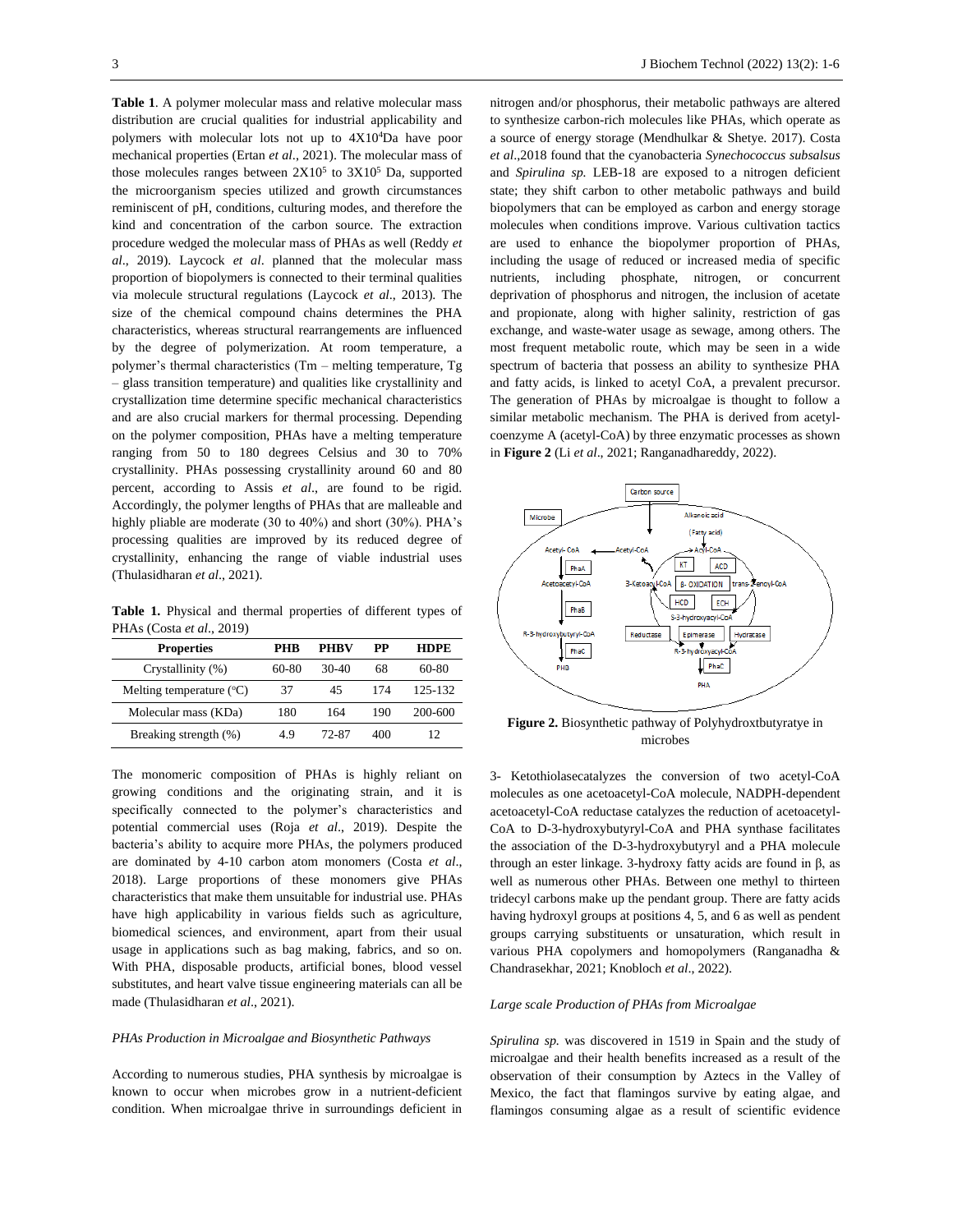**Table 1**. A polymer molecular mass and relative molecular mass distribution are crucial qualities for industrial applicability and polymers with molecular lots not up to $4X10^4$Da have poor mechanical properties (Ertan *et al*., 2021). The molecular mass of those molecules ranges between $2X10^5$ to $3X10^5$ Da, supported the microorganism species utilized and growth circumstances reminiscent of pH, conditions, culturing modes, and therefore the kind and concentration of the carbon source. The extraction procedure wedged the molecular mass of PHAs as well (Reddy *et al*., 2019). Laycock *et al*. planned that the molecular mass proportion of biopolymers is connected to their terminal qualities via molecule structural regulations (Laycock *et al*., 2013). The size of the chemical compound chains determines the PHA characteristics, whereas structural rearrangements are influenced by the degree of polymerization. At room temperature, a polymer's thermal characteristics (Tm – melting temperature, Tg – glass transition temperature) and qualities like crystallinity and crystallization time determine specific mechanical characteristics and are also crucial markers for thermal processing. Depending on the polymer composition, PHAs have a melting temperature ranging from 50 to 180 degrees Celsius and 30 to 70% crystallinity. PHAs possessing crystallinity around 60 and 80 percent, according to Assis *et al*., are found to be rigid. Accordingly, the polymer lengths of PHAs that are malleable and highly pliable are moderate (30 to 40%) and short (30%). PHA's processing qualities are improved by its reduced degree of crystallinity, enhancing the range of viable industrial uses (Thulasidharan *et al*., 2021).

**Table 1.** Physical and thermal properties of different types of PHAs (Costa *et al*., 2019)

| Properties | PHB | PHBV | PP | HDPE |
|---|---|---|---|---|
| Crystallinity (%) | 60-80 | 30-40 | 68 | 60-80 |
| Melting temperature (°C) | 37 | 45 | 174 | 125-132 |
| Molecular mass (KDa) | 180 | 164 | 190 | 200-600 |
| Breaking strength (%) | 4.9 | 72-87 | 400 | 12 |

The monomeric composition of PHAs is highly reliant on growing conditions and the originating strain, and it is specifically connected to the polymer's characteristics and potential commercial uses (Roja *et al*., 2019). Despite the bacteria's ability to acquire more PHAs, the polymers produced are dominated by 4-10 carbon atom monomers (Costa *et al*., 2018). Large proportions of these monomers give PHAs characteristics that make them unsuitable for industrial use. PHAs have high applicability in various fields such as agriculture, biomedical sciences, and environment, apart from their usual usage in applications such as bag making, fabrics, and so on. With PHA, disposable products, artificial bones, blood vessel substitutes, and heart valve tissue engineering materials can all be made (Thulasidharan *et al*., 2021).

*PHAs Production in Microalgae and Biosynthetic Pathways*

According to numerous studies, PHA synthesis by microalgae is known to occur when microbes grow in a nutrient-deficient condition. When microalgae thrive in surroundings deficient in nitrogen and/or phosphorus, their metabolic pathways are altered to synthesize carbon-rich molecules like PHAs, which operate as a source of energy storage (Mendhulkar & Shetye. 2017). Costa *et al*.,2018 found that the cyanobacteria *Synechococcus subsalsus* and *Spirulina sp.* LEB-18 are exposed to a nitrogen deficient state; they shift carbon to other metabolic pathways and build biopolymers that can be employed as carbon and energy storage molecules when conditions improve. Various cultivation tactics are used to enhance the biopolymer proportion of PHAs, including the usage of reduced or increased media of specific nutrients, including phosphate, nitrogen, or concurrent deprivation of phosphorus and nitrogen, the inclusion of acetate and propionate, along with higher salinity, restriction of gas exchange, and waste-water usage as sewage, among others. The most frequent metabolic route, which may be seen in a wide spectrum of bacteria that possess an ability to synthesize PHA and fatty acids, is linked to acetyl CoA, a prevalent precursor. The generation of PHAs by microalgae is thought to follow a similar metabolic mechanism. The PHA is derived from acetyl-coenzyme A (acetyl-CoA) by three enzymatic processes as shown in **Figure 2** (Li *et al*., 2021; Ranganadhareddy, 2022).

**Figure 2.** Biosynthetic pathway of Polyhydroxtbutyratye in microbes

3- Ketothiolasecatalyzes the conversion of two acetyl-CoA molecules as one acetoacetyl-CoA molecule, NADPH-dependent acetoacetyl-CoA reductase catalyzes the reduction of acetoacetyl-CoA to D-3-hydroxybutyryl-CoA and PHA synthase facilitates the association of the D-3-hydroxybutyryl and a PHA molecule through an ester linkage. 3-hydroxy fatty acids are found in β, as well as numerous other PHAs. Between one methyl to thirteen tridecyl carbons make up the pendant group. There are fatty acids having hydroxyl groups at positions 4, 5, and 6 as well as pendent groups carrying substituents or unsaturation, which result in various PHA copolymers and homopolymers (Ranganadha & Chandrasekhar, 2021; Knobloch *et al*., 2022).

*Large scale Production of PHAs from Microalgae*

*Spirulina sp.* was discovered in 1519 in Spain and the study of microalgae and their health benefits increased as a result of the observation of their consumption by Aztecs in the Valley of Mexico, the fact that flamingos survive by eating algae, and flamingos consuming algae as a result of scientific evidence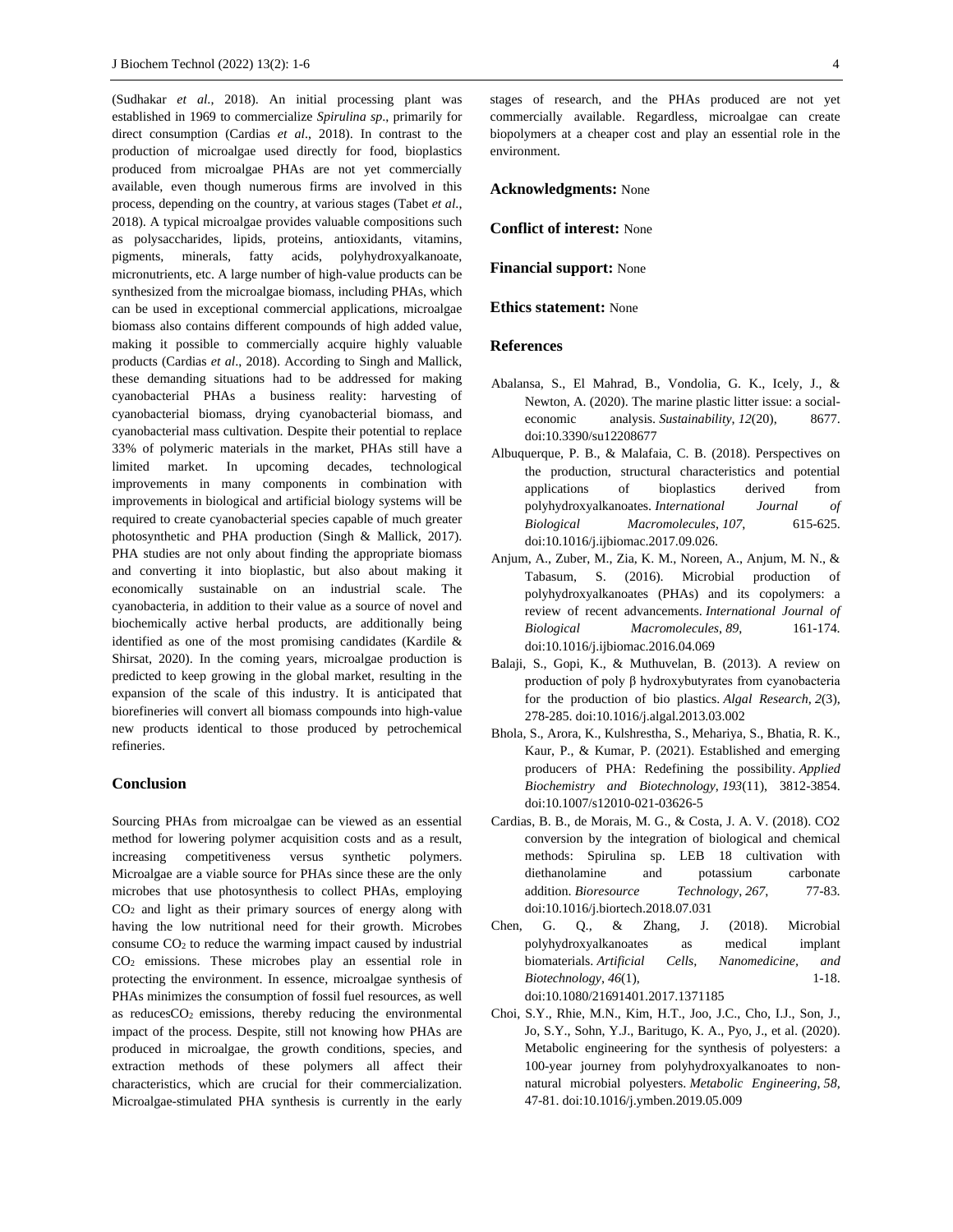(Sudhakar *et al.*, 2018). An initial processing plant was established in 1969 to commercialize *Spirulina sp.*, primarily for direct consumption (Cardias *et al*., 2018). In contrast to the production of microalgae used directly for food, bioplastics produced from microalgae PHAs are not yet commercially available, even though numerous firms are involved in this process, depending on the country, at various stages (Tabet *et al*., 2018). A typical microalgae provides valuable compositions such as polysaccharides, lipids, proteins, antioxidants, vitamins, pigments, minerals, fatty acids, polyhydroxyalkanoate, micronutrients, etc. A large number of high-value products can be synthesized from the microalgae biomass, including PHAs, which can be used in exceptional commercial applications, microalgae biomass also contains different compounds of high added value, making it possible to commercially acquire highly valuable products (Cardias *et al*., 2018). According to Singh and Mallick, these demanding situations had to be addressed for making cyanobacterial PHAs a business reality: harvesting of cyanobacterial biomass, drying cyanobacterial biomass, and cyanobacterial mass cultivation. Despite their potential to replace 33% of polymeric materials in the market, PHAs still have a limited market. In upcoming decades, technological improvements in many components in combination with improvements in biological and artificial biology systems will be required to create cyanobacterial species capable of much greater photosynthetic and PHA production (Singh & Mallick, 2017). PHA studies are not only about finding the appropriate biomass and converting it into bioplastic, but also about making it economically sustainable on an industrial scale. The cyanobacteria, in addition to their value as a source of novel and biochemically active herbal products, are additionally being identified as one of the most promising candidates (Kardile & Shirsat, 2020). In the coming years, microalgae production is predicted to keep growing in the global market, resulting in the expansion of the scale of this industry. It is anticipated that biorefineries will convert all biomass compounds into high-value new products identical to those produced by petrochemical refineries.

## Conclusion

Sourcing PHAs from microalgae can be viewed as an essential method for lowering polymer acquisition costs and as a result, increasing competitiveness versus synthetic polymers. Microalgae are a viable source for PHAs since these are the only microbes that use photosynthesis to collect PHAs, employing $CO_2$ and light as their primary sources of energy along with having the low nutritional need for their growth. Microbes consume $CO_2$ to reduce the warming impact caused by industrial $CO_2$ emissions. These microbes play an essential role in protecting the environment. In essence, microalgae synthesis of PHAs minimizes the consumption of fossil fuel resources, as well as reduces$CO_2$ emissions, thereby reducing the environmental impact of the process. Despite, still not knowing how PHAs are produced in microalgae, the growth conditions, species, and extraction methods of these polymers all affect their characteristics, which are crucial for their commercialization. Microalgae-stimulated PHA synthesis is currently in the early stages of research, and the PHAs produced are not yet commercially available. Regardless, microalgae can create biopolymers at a cheaper cost and play an essential role in the environment.

**Acknowledgments:** None

**Conflict of interest:** None

**Financial support:** None

**Ethics statement:** None

## References

Abalansa, S., El Mahrad, B., Vondolia, G. K., Icely, J., & Newton, A. (2020). The marine plastic litter issue: a social-economic analysis. *Sustainability*, *12*(20), 8677. doi:10.3390/su12208677

Albuquerque, P. B., & Malafaia, C. B. (2018). Perspectives on the production, structural characteristics and potential applications of bioplastics derived from polyhydroxyalkanoates. *International Journal of Biological Macromolecules*, *107*, 615-625. doi:10.1016/j.ijbiomac.2017.09.026.

Anjum, A., Zuber, M., Zia, K. M., Noreen, A., Anjum, M. N., & Tabasum, S. (2016). Microbial production of polyhydroxyalkanoates (PHAs) and its copolymers: a review of recent advancements. *International Journal of Biological Macromolecules*, *89*, 161-174. doi:10.1016/j.ijbiomac.2016.04.069

Balaji, S., Gopi, K., & Muthuvelan, B. (2013). A review on production of poly β hydroxybutyrates from cyanobacteria for the production of bio plastics. *Algal Research*, *2*(3), 278-285. doi:10.1016/j.algal.2013.03.002

Bhola, S., Arora, K., Kulshrestha, S., Mehariya, S., Bhatia, R. K., Kaur, P., & Kumar, P. (2021). Established and emerging producers of PHA: Redefining the possibility. *Applied Biochemistry and Biotechnology*, *193*(11), 3812-3854. doi:10.1007/s12010-021-03626-5

Cardias, B. B., de Morais, M. G., & Costa, J. A. V. (2018). CO2 conversion by the integration of biological and chemical methods: Spirulina sp. LEB 18 cultivation with diethanolamine and potassium carbonate addition. *Bioresource Technology*, *267*, 77-83. doi:10.1016/j.biortech.2018.07.031

Chen, G. Q., & Zhang, J. (2018). Microbial polyhydroxyalkanoates as medical implant biomaterials. *Artificial Cells, Nanomedicine, and Biotechnology*, *46*(1), 1-18. doi:10.1080/21691401.2017.1371185

Choi, S.Y., Rhie, M.N., Kim, H.T., Joo, J.C., Cho, I.J., Son, J., Jo, S.Y., Sohn, Y.J., Baritugo, K. A., Pyo, J., et al. (2020). Metabolic engineering for the synthesis of polyesters: a 100-year journey from polyhydroxyalkanoates to non-natural microbial polyesters. *Metabolic Engineering*, *58*, 47-81. doi:10.1016/j.ymben.2019.05.009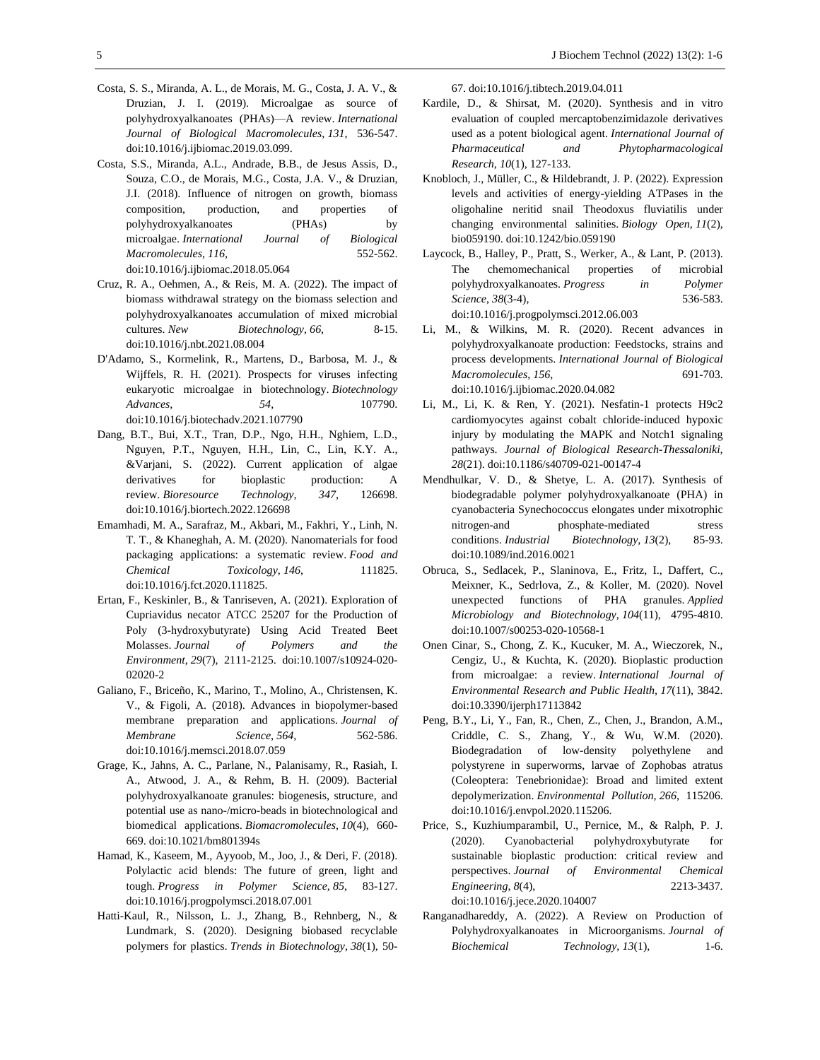Costa, S. S., Miranda, A. L., de Morais, M. G., Costa, J. A. V., & Druzian, J. I. (2019). Microalgae as source of polyhydroxyalkanoates (PHAs)—A review. *International Journal of Biological Macromolecules*, *131*, 536-547. doi:10.1016/j.ijbiomac.2019.03.099.

Costa, S.S., Miranda, A.L., Andrade, B.B., de Jesus Assis, D., Souza, C.O., de Morais, M.G., Costa, J.A. V., & Druzian, J.I. (2018). Influence of nitrogen on growth, biomass composition, production, and properties of polyhydroxyalkanoates (PHAs) by microalgae. *International Journal of Biological Macromolecules*, *116*, 552-562. doi:10.1016/j.ijbiomac.2018.05.064

Cruz, R. A., Oehmen, A., & Reis, M. A. (2022). The impact of biomass withdrawal strategy on the biomass selection and polyhydroxyalkanoates accumulation of mixed microbial cultures. *New Biotechnology*, *66*, 8-15. doi:10.1016/j.nbt.2021.08.004

D'Adamo, S., Kormelink, R., Martens, D., Barbosa, M. J., & Wijffels, R. H. (2021). Prospects for viruses infecting eukaryotic microalgae in biotechnology. *Biotechnology Advances*, *54*, 107790. doi:10.1016/j.biotechadv.2021.107790

Dang, B.T., Bui, X.T., Tran, D.P., Ngo, H.H., Nghiem, L.D., Nguyen, P.T., Nguyen, H.H., Lin, C., Lin, K.Y. A., &Varjani, S. (2022). Current application of algae derivatives for bioplastic production: A review. *Bioresource Technology*, *347*, 126698. doi:10.1016/j.biortech.2022.126698

Emamhadi, M. A., Sarafraz, M., Akbari, M., Fakhri, Y., Linh, N. T. T., & Khaneghah, A. M. (2020). Nanomaterials for food packaging applications: a systematic review. *Food and Chemical Toxicology*, *146*, 111825. doi:10.1016/j.fct.2020.111825.

Ertan, F., Keskinler, B., & Tanriseven, A. (2021). Exploration of Cupriavidus necator ATCC 25207 for the Production of Poly (3-hydroxybutyrate) Using Acid Treated Beet Molasses. *Journal of Polymers and the Environment*, *29*(7), 2111-2125. doi:10.1007/s10924-020-02020-2

Galiano, F., Briceño, K., Marino, T., Molino, A., Christensen, K. V., & Figoli, A. (2018). Advances in biopolymer-based membrane preparation and applications. *Journal of Membrane Science*, *564*, 562-586. doi:10.1016/j.memsci.2018.07.059

Grage, K., Jahns, A. C., Parlane, N., Palanisamy, R., Rasiah, I. A., Atwood, J. A., & Rehm, B. H. (2009). Bacterial polyhydroxyalkanoate granules: biogenesis, structure, and potential use as nano-/micro-beads in biotechnological and biomedical applications. *Biomacromolecules*, *10*(4), 660-669. doi:10.1021/bm801394s

Hamad, K., Kaseem, M., Ayyoob, M., Joo, J., & Deri, F. (2018). Polylactic acid blends: The future of green, light and tough. *Progress in Polymer Science*, *85*, 83-127. doi:10.1016/j.progpolymsci.2018.07.001

Hatti-Kaul, R., Nilsson, L. J., Zhang, B., Rehnberg, N., & Lundmark, S. (2020). Designing biobased recyclable polymers for plastics. *Trends in Biotechnology*, *38*(1), 50-67. doi:10.1016/j.tibtech.2019.04.011

Kardile, D., & Shirsat, M. (2020). Synthesis and in vitro evaluation of coupled mercaptobenzimidazole derivatives used as a potent biological agent. *International Journal of Pharmaceutical and Phytopharmacological Research*, *10*(1), 127-133.

Knobloch, J., Müller, C., & Hildebrandt, J. P. (2022). Expression levels and activities of energy-yielding ATPases in the oligohaline neritid snail Theodoxus fluviatilis under changing environmental salinities. *Biology Open*, *11*(2), bio059190. doi:10.1242/bio.059190

Laycock, B., Halley, P., Pratt, S., Werker, A., & Lant, P. (2013). The chemomechanical properties of microbial polyhydroxyalkanoates. *Progress in Polymer Science*, *38*(3-4), 536-583. doi:10.1016/j.progpolymsci.2012.06.003

Li, M., & Wilkins, M. R. (2020). Recent advances in polyhydroxyalkanoate production: Feedstocks, strains and process developments. *International Journal of Biological Macromolecules*, *156*, 691-703. doi:10.1016/j.ijbiomac.2020.04.082

Li, M., Li, K. & Ren, Y. (2021). Nesfatin-1 protects H9c2 cardiomyocytes against cobalt chloride-induced hypoxic injury by modulating the MAPK and Notch1 signaling pathways. *Journal of Biological Research-Thessaloniki*, *28*(21). doi:10.1186/s40709-021-00147-4

Mendhulkar, V. D., & Shetye, L. A. (2017). Synthesis of biodegradable polymer polyhydroxyalkanoate (PHA) in cyanobacteria Synechococcus elongates under mixotrophic nitrogen-and phosphate-mediated stress conditions. *Industrial Biotechnology*, *13*(2), 85-93. doi:10.1089/ind.2016.0021

Obruca, S., Sedlacek, P., Slaninova, E., Fritz, I., Daffert, C., Meixner, K., Sedrlova, Z., & Koller, M. (2020). Novel unexpected functions of PHA granules. *Applied Microbiology and Biotechnology*, *104*(11), 4795-4810. doi:10.1007/s00253-020-10568-1

Onen Cinar, S., Chong, Z. K., Kucuker, M. A., Wieczorek, N., Cengiz, U., & Kuchta, K. (2020). Bioplastic production from microalgae: a review. *International Journal of Environmental Research and Public Health*, *17*(11), 3842. doi:10.3390/ijerph17113842

Peng, B.Y., Li, Y., Fan, R., Chen, Z., Chen, J., Brandon, A.M., Criddle, C. S., Zhang, Y., & Wu, W.M. (2020). Biodegradation of low-density polyethylene and polystyrene in superworms, larvae of Zophobas atratus (Coleoptera: Tenebrionidae): Broad and limited extent depolymerization. *Environmental Pollution*, *266*, 115206. doi:10.1016/j.envpol.2020.115206.

Price, S., Kuzhiumparambil, U., Pernice, M., & Ralph, P. J. (2020). Cyanobacterial polyhydroxybutyrate for sustainable bioplastic production: critical review and perspectives. *Journal of Environmental Chemical Engineering*, *8*(4), 2213-3437. doi:10.1016/j.jece.2020.104007

Ranganadhareddy, A. (2022). A Review on Production of Polyhydroxyalkanoates in Microorganisms. *Journal of Biochemical Technology*, *13*(1), 1-6.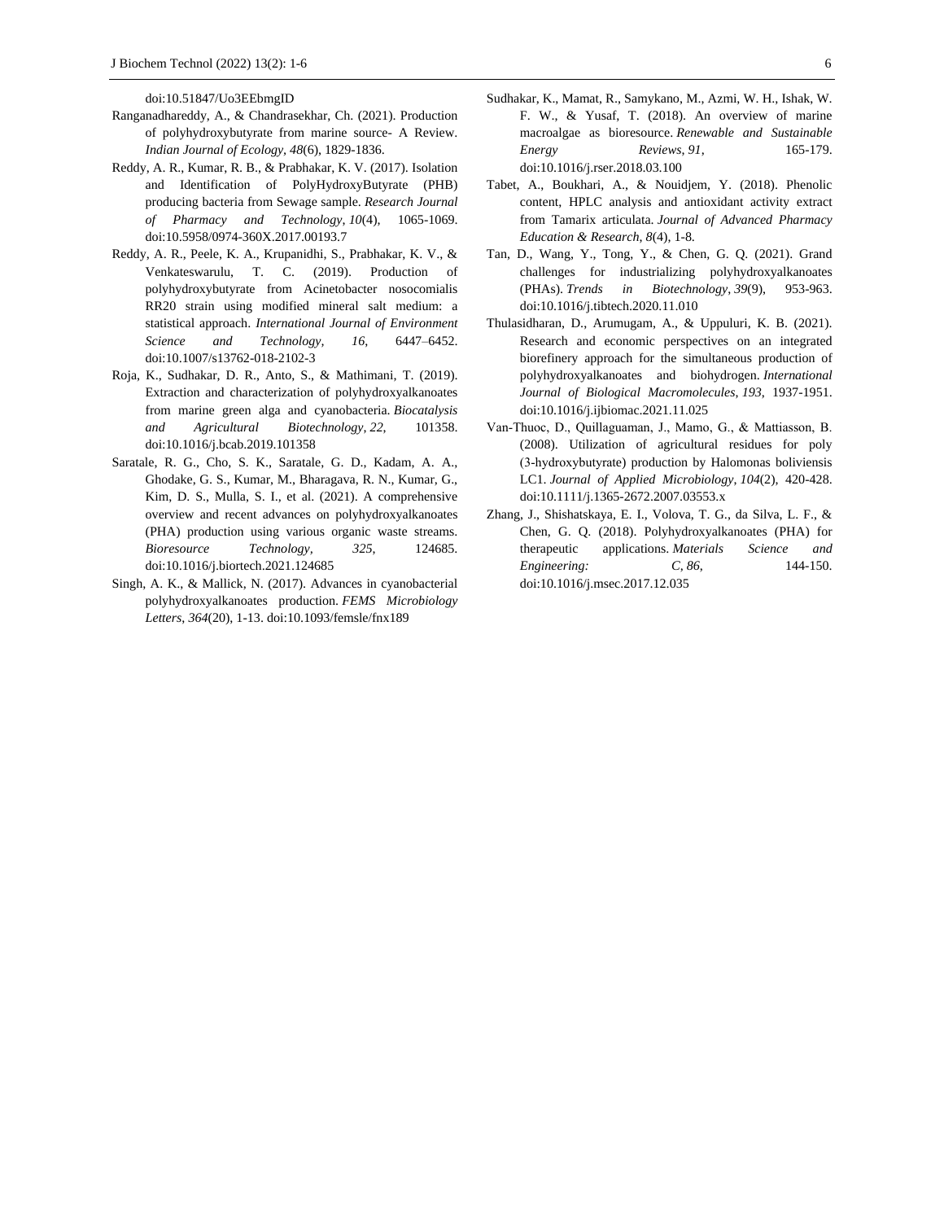doi:10.51847/Uo3EEbmgID

Ranganadhareddy, A., & Chandrasekhar, Ch. (2021). Production of polyhydroxybutyrate from marine source- A Review. *Indian Journal of Ecology, 48*(6), 1829-1836.

Reddy, A. R., Kumar, R. B., & Prabhakar, K. V. (2017). Isolation and Identification of PolyHydroxyButyrate (PHB) producing bacteria from Sewage sample. *Research Journal of Pharmacy and Technology*, *10*(4), 1065-1069. doi:10.5958/0974-360X.2017.00193.7

Reddy, A. R., Peele, K. A., Krupanidhi, S., Prabhakar, K. V., & Venkateswarulu, T. C. (2019). Production of polyhydroxybutyrate from Acinetobacter nosocomialis RR20 strain using modified mineral salt medium: a statistical approach. *International Journal of Environment Science and Technology, 16*, 6447–6452. doi:10.1007/s13762-018-2102-3

Roja, K., Sudhakar, D. R., Anto, S., & Mathimani, T. (2019). Extraction and characterization of polyhydroxyalkanoates from marine green alga and cyanobacteria. *Biocatalysis and Agricultural Biotechnology*, *22*, 101358. doi:10.1016/j.bcab.2019.101358

Saratale, R. G., Cho, S. K., Saratale, G. D., Kadam, A. A., Ghodake, G. S., Kumar, M., Bharagava, R. N., Kumar, G., Kim, D. S., Mulla, S. I., et al. (2021). A comprehensive overview and recent advances on polyhydroxyalkanoates (PHA) production using various organic waste streams. *Bioresource Technology, 325*, 124685. doi:10.1016/j.biortech.2021.124685

Singh, A. K., & Mallick, N. (2017). Advances in cyanobacterial polyhydroxyalkanoates production. *FEMS Microbiology Letters*, *364*(20), 1-13. doi:10.1093/femsle/fnx189

Sudhakar, K., Mamat, R., Samykano, M., Azmi, W. H., Ishak, W. F. W., & Yusaf, T. (2018). An overview of marine macroalgae as bioresource. *Renewable and Sustainable Energy Reviews*, *91*, 165-179. doi:10.1016/j.rser.2018.03.100

Tabet, A., Boukhari, A., & Nouidjem, Y. (2018). Phenolic content, HPLC analysis and antioxidant activity extract from Tamarix articulata. *Journal of Advanced Pharmacy Education & Research, 8*(4), 1-8.

Tan, D., Wang, Y., Tong, Y., & Chen, G. Q. (2021). Grand challenges for industrializing polyhydroxyalkanoates (PHAs). *Trends in Biotechnology*, *39*(9), 953-963. doi:10.1016/j.tibtech.2020.11.010

Thulasidharan, D., Arumugam, A., & Uppuluri, K. B. (2021). Research and economic perspectives on an integrated biorefinery approach for the simultaneous production of polyhydroxyalkanoates and biohydrogen. *International Journal of Biological Macromolecules*, *193*, 1937-1951. doi:10.1016/j.ijbiomac.2021.11.025

Van-Thuoc, D., Quillaguaman, J., Mamo, G., & Mattiasson, B. (2008). Utilization of agricultural residues for poly (3-hydroxybutyrate) production by Halomonas boliviensis LC1. *Journal of Applied Microbiology*, *104*(2), 420-428. doi:10.1111/j.1365-2672.2007.03553.x

Zhang, J., Shishatskaya, E. I., Volova, T. G., da Silva, L. F., & Chen, G. Q. (2018). Polyhydroxyalkanoates (PHA) for therapeutic applications. *Materials Science and Engineering: C*, *86*, 144-150. doi:10.1016/j.msec.2017.12.035